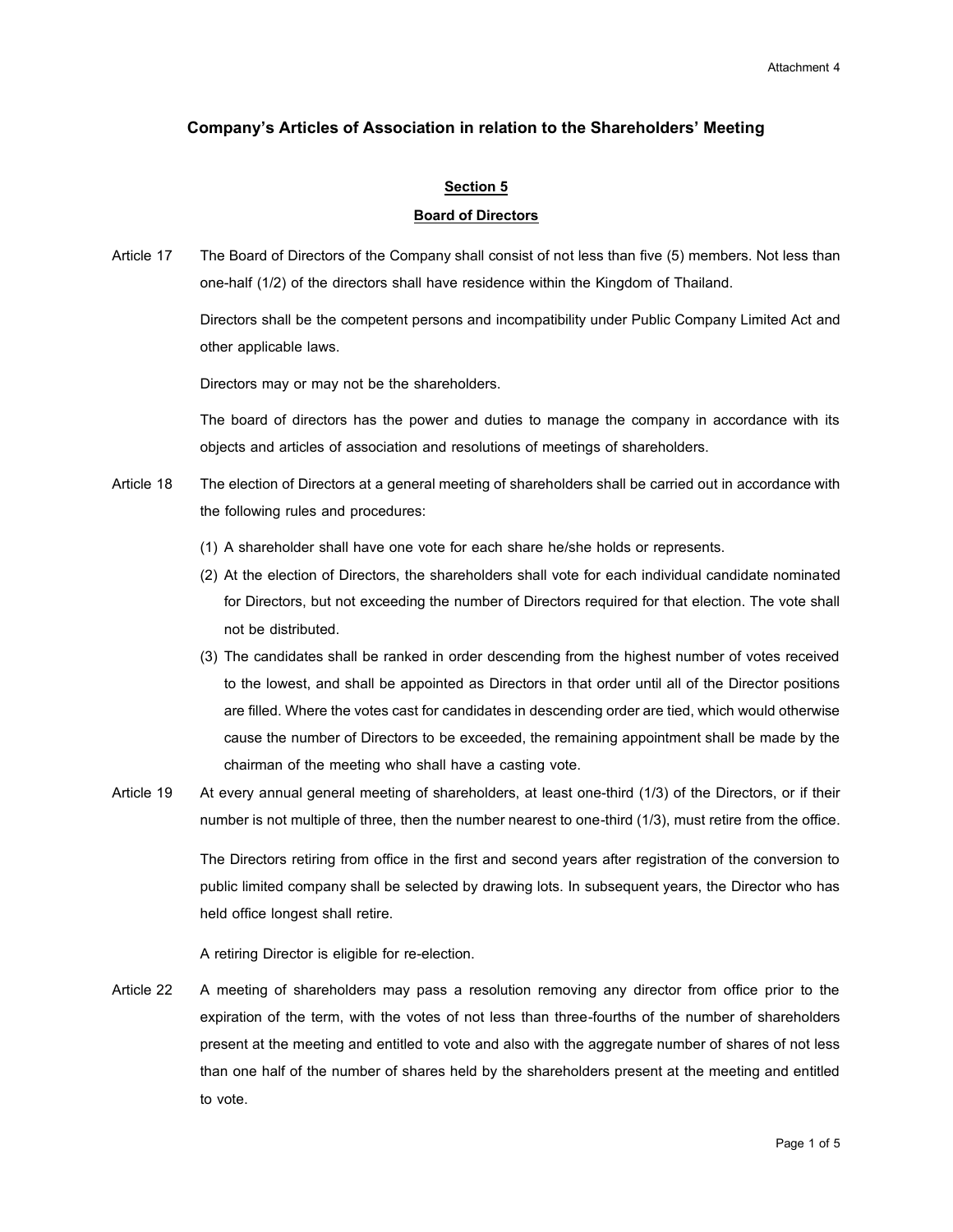Attachment 4

# Company's Articles of Association in relation to the Shareholders' Meeting

## Section 5

## Board of Directors

Article 17 The Board of Directors of the Company shall consist of not less than five (5) members. Not less than one-half (1/2) of the directors shall have residence within the Kingdom of Thailand.

Directors shall be the competent persons and incompatibility under Public Company Limited Act and other applicable laws.

Directors may or may not be the shareholders.

The board of directors has the power and duties to manage the company in accordance with its objects and articles of association and resolutions of meetings of shareholders.

Article 18 The election of Directors at a general meeting of shareholders shall be carried out in accordance with the following rules and procedures:

(1) A shareholder shall have one vote for each share he/she holds or represents.

(2) At the election of Directors, the shareholders shall vote for each individual candidate nominated for Directors, but not exceeding the number of Directors required for that election. The vote shall not be distributed.

(3) The candidates shall be ranked in order descending from the highest number of votes received to the lowest, and shall be appointed as Directors in that order until all of the Director positions are filled. Where the votes cast for candidates in descending order are tied, which would otherwise cause the number of Directors to be exceeded, the remaining appointment shall be made by the chairman of the meeting who shall have a casting vote.

Article 19 At every annual general meeting of shareholders, at least one-third (1/3) of the Directors, or if their number is not multiple of three, then the number nearest to one-third (1/3), must retire from the office.

The Directors retiring from office in the first and second years after registration of the conversion to public limited company shall be selected by drawing lots. In subsequent years, the Director who has held office longest shall retire.

A retiring Director is eligible for re-election.

Article 22 A meeting of shareholders may pass a resolution removing any director from office prior to the expiration of the term, with the votes of not less than three-fourths of the number of shareholders present at the meeting and entitled to vote and also with the aggregate number of shares of not less than one half of the number of shares held by the shareholders present at the meeting and entitled to vote.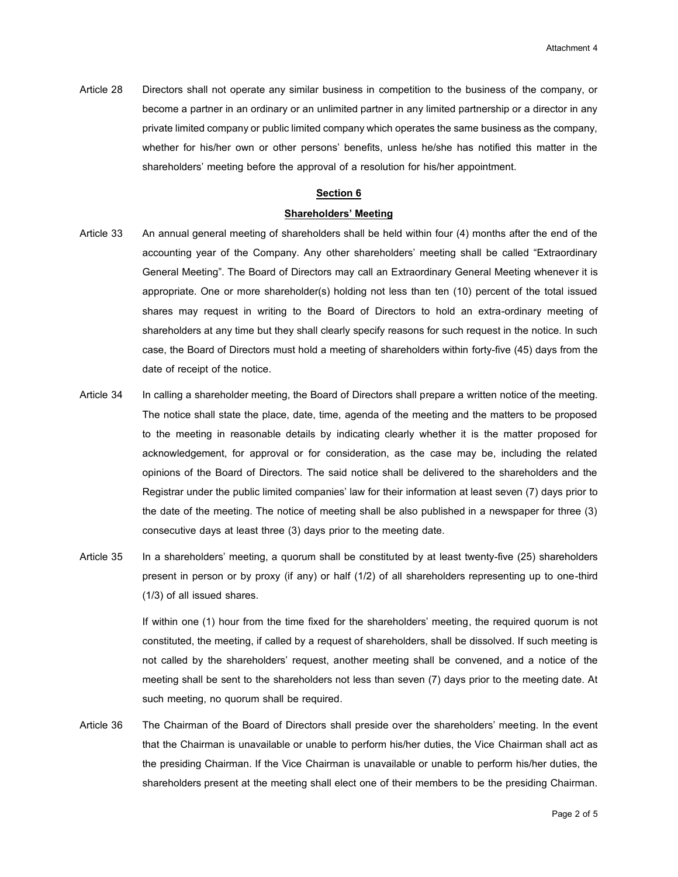Article 28 Directors shall not operate any similar business in competition to the business of the company, or become a partner in an ordinary or an unlimited partner in any limited partnership or a director in any private limited company or public limited company which operates the same business as the company, whether for his/her own or other persons' benefits, unless he/she has notified this matter in the shareholders' meeting before the approval of a resolution for his/her appointment.

## Section 6

## Shareholders' Meeting

Article 33 An annual general meeting of shareholders shall be held within four (4) months after the end of the accounting year of the Company. Any other shareholders' meeting shall be called "Extraordinary General Meeting". The Board of Directors may call an Extraordinary General Meeting whenever it is appropriate. One or more shareholder(s) holding not less than ten (10) percent of the total issued shares may request in writing to the Board of Directors to hold an extra-ordinary meeting of shareholders at any time but they shall clearly specify reasons for such request in the notice. In such case, the Board of Directors must hold a meeting of shareholders within forty-five (45) days from the date of receipt of the notice.

Article 34 In calling a shareholder meeting, the Board of Directors shall prepare a written notice of the meeting. The notice shall state the place, date, time, agenda of the meeting and the matters to be proposed to the meeting in reasonable details by indicating clearly whether it is the matter proposed for acknowledgement, for approval or for consideration, as the case may be, including the related opinions of the Board of Directors. The said notice shall be delivered to the shareholders and the Registrar under the public limited companies' law for their information at least seven (7) days prior to the date of the meeting. The notice of meeting shall be also published in a newspaper for three (3) consecutive days at least three (3) days prior to the meeting date.

Article 35 In a shareholders' meeting, a quorum shall be constituted by at least twenty-five (25) shareholders present in person or by proxy (if any) or half (1/2) of all shareholders representing up to one-third (1/3) of all issued shares.

If within one (1) hour from the time fixed for the shareholders' meeting, the required quorum is not constituted, the meeting, if called by a request of shareholders, shall be dissolved. If such meeting is not called by the shareholders' request, another meeting shall be convened, and a notice of the meeting shall be sent to the shareholders not less than seven (7) days prior to the meeting date. At such meeting, no quorum shall be required.

Article 36 The Chairman of the Board of Directors shall preside over the shareholders' meeting. In the event that the Chairman is unavailable or unable to perform his/her duties, the Vice Chairman shall act as the presiding Chairman. If the Vice Chairman is unavailable or unable to perform his/her duties, the shareholders present at the meeting shall elect one of their members to be the presiding Chairman.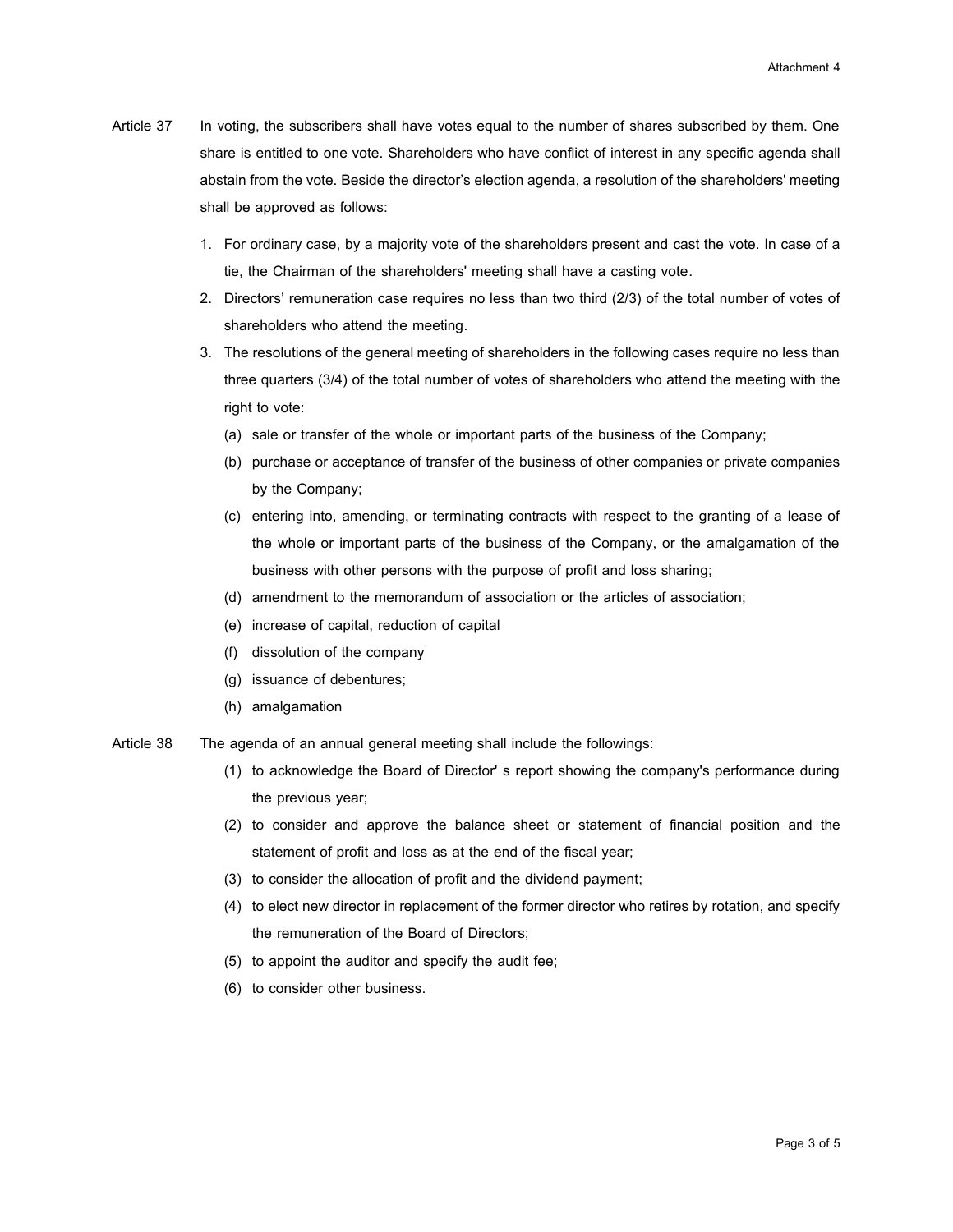Article 37 In voting, the subscribers shall have votes equal to the number of shares subscribed by them. One share is entitled to one vote. Shareholders who have conflict of interest in any specific agenda shall abstain from the vote. Beside the director's election agenda, a resolution of the shareholders' meeting shall be approved as follows:

1. For ordinary case, by a majority vote of the shareholders present and cast the vote. In case of a tie, the Chairman of the shareholders' meeting shall have a casting vote.
2. Directors' remuneration case requires no less than two third (2/3) of the total number of votes of shareholders who attend the meeting.
3. The resolutions of the general meeting of shareholders in the following cases require no less than three quarters (3/4) of the total number of votes of shareholders who attend the meeting with the right to vote:
   - (a) sale or transfer of the whole or important parts of the business of the Company;
   - (b) purchase or acceptance of transfer of the business of other companies or private companies by the Company;
   - (c) entering into, amending, or terminating contracts with respect to the granting of a lease of the whole or important parts of the business of the Company, or the amalgamation of the business with other persons with the purpose of profit and loss sharing;
   - (d) amendment to the memorandum of association or the articles of association;
   - (e) increase of capital, reduction of capital
   - (f) dissolution of the company
   - (g) issuance of debentures;
   - (h) amalgamation

Article 38 The agenda of an annual general meeting shall include the followings:

- (1) to acknowledge the Board of Director' s report showing the company's performance during the previous year;
- (2) to consider and approve the balance sheet or statement of financial position and the statement of profit and loss as at the end of the fiscal year;
- (3) to consider the allocation of profit and the dividend payment;
- (4) to elect new director in replacement of the former director who retires by rotation, and specify the remuneration of the Board of Directors;
- (5) to appoint the auditor and specify the audit fee;
- (6) to consider other business.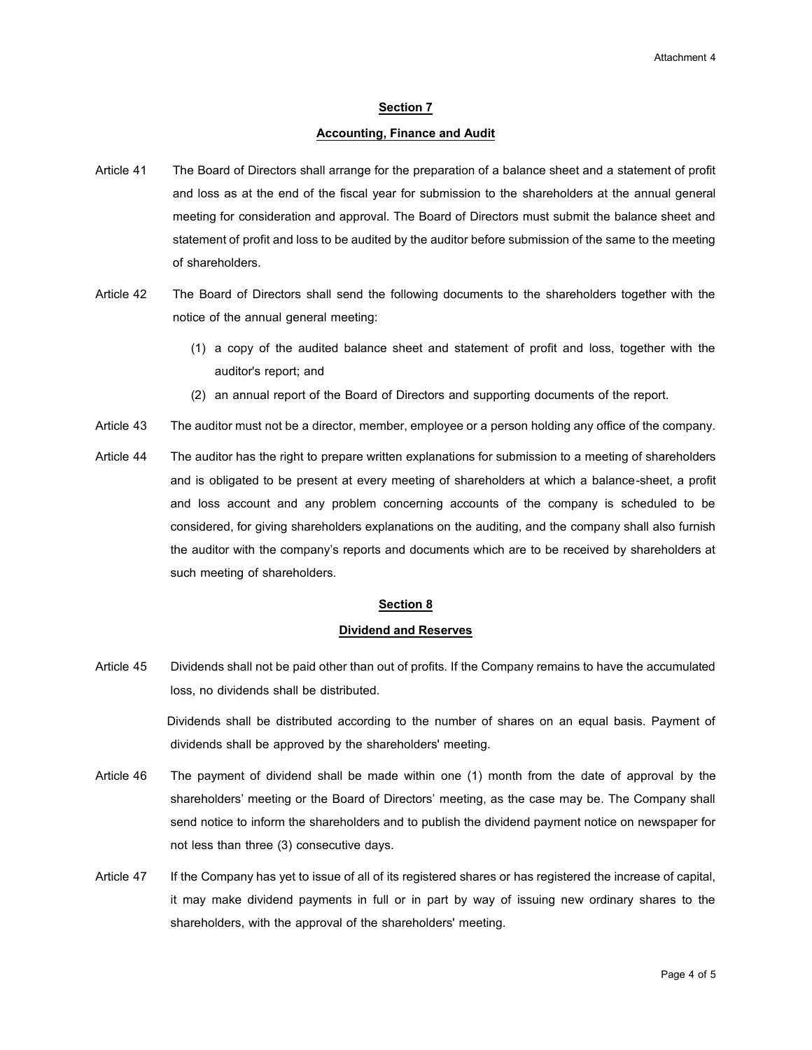## Section 7

## Accounting, Finance and Audit

Article 41 The Board of Directors shall arrange for the preparation of a balance sheet and a statement of profit and loss as at the end of the fiscal year for submission to the shareholders at the annual general meeting for consideration and approval. The Board of Directors must submit the balance sheet and statement of profit and loss to be audited by the auditor before submission of the same to the meeting of shareholders.

Article 42 The Board of Directors shall send the following documents to the shareholders together with the notice of the annual general meeting:

(1) a copy of the audited balance sheet and statement of profit and loss, together with the auditor's report; and

(2) an annual report of the Board of Directors and supporting documents of the report.

Article 43 The auditor must not be a director, member, employee or a person holding any office of the company.

Article 44 The auditor has the right to prepare written explanations for submission to a meeting of shareholders and is obligated to be present at every meeting of shareholders at which a balance-sheet, a profit and loss account and any problem concerning accounts of the company is scheduled to be considered, for giving shareholders explanations on the auditing, and the company shall also furnish the auditor with the company's reports and documents which are to be received by shareholders at such meeting of shareholders.

## Section 8

## Dividend and Reserves

Article 45 Dividends shall not be paid other than out of profits. If the Company remains to have the accumulated loss, no dividends shall be distributed.

Dividends shall be distributed according to the number of shares on an equal basis. Payment of dividends shall be approved by the shareholders' meeting.

Article 46 The payment of dividend shall be made within one (1) month from the date of approval by the shareholders' meeting or the Board of Directors' meeting, as the case may be. The Company shall send notice to inform the shareholders and to publish the dividend payment notice on newspaper for not less than three (3) consecutive days.

Article 47 If the Company has yet to issue of all of its registered shares or has registered the increase of capital, it may make dividend payments in full or in part by way of issuing new ordinary shares to the shareholders, with the approval of the shareholders' meeting.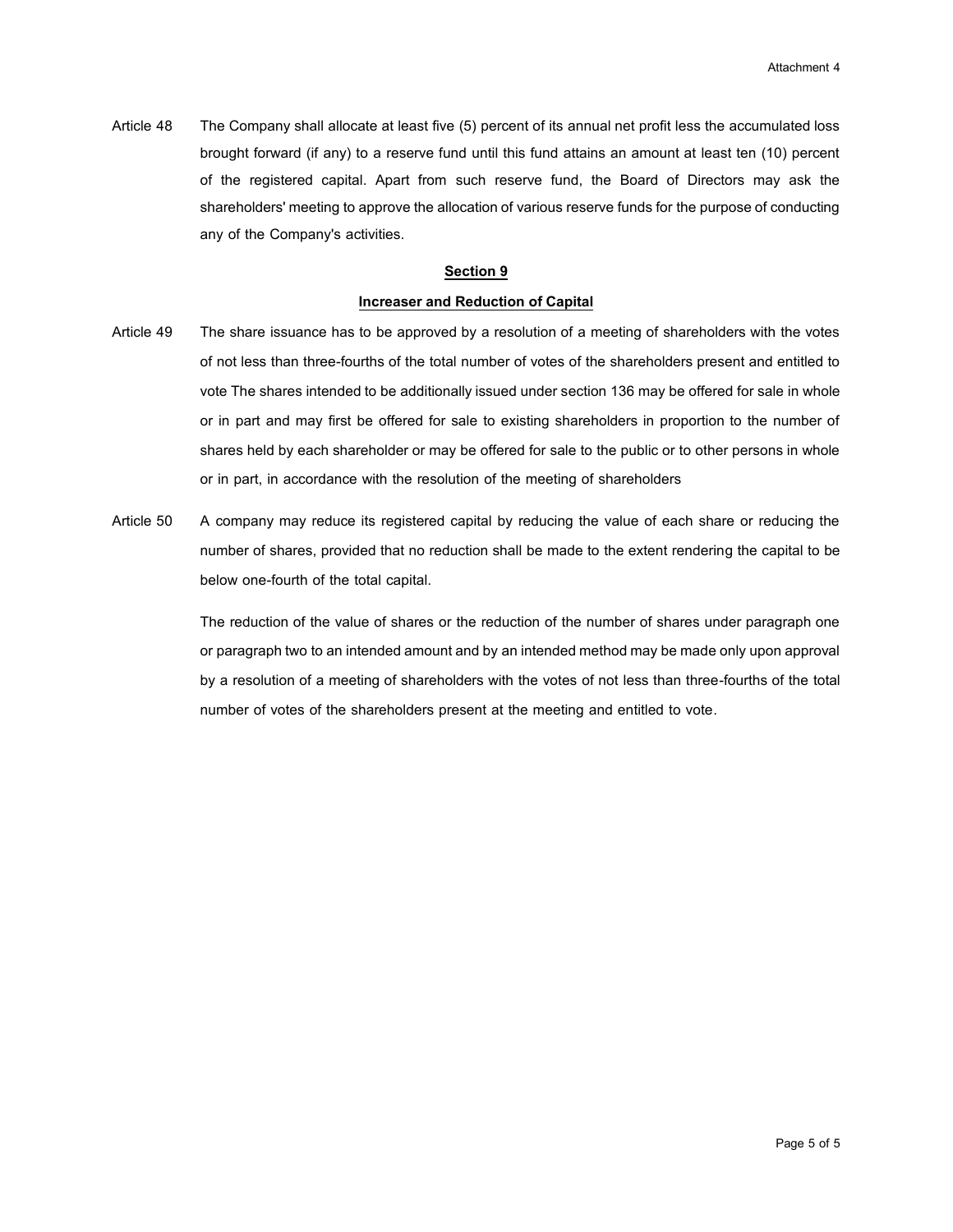Article 48 The Company shall allocate at least five (5) percent of its annual net profit less the accumulated loss brought forward (if any) to a reserve fund until this fund attains an amount at least ten (10) percent of the registered capital. Apart from such reserve fund, the Board of Directors may ask the shareholders' meeting to approve the allocation of various reserve funds for the purpose of conducting any of the Company's activities.

## Section 9

## Increaser and Reduction of Capital

Article 49 The share issuance has to be approved by a resolution of a meeting of shareholders with the votes of not less than three-fourths of the total number of votes of the shareholders present and entitled to vote The shares intended to be additionally issued under section 136 may be offered for sale in whole or in part and may first be offered for sale to existing shareholders in proportion to the number of shares held by each shareholder or may be offered for sale to the public or to other persons in whole or in part, in accordance with the resolution of the meeting of shareholders

Article 50 A company may reduce its registered capital by reducing the value of each share or reducing the number of shares, provided that no reduction shall be made to the extent rendering the capital to be below one-fourth of the total capital.

The reduction of the value of shares or the reduction of the number of shares under paragraph one or paragraph two to an intended amount and by an intended method may be made only upon approval by a resolution of a meeting of shareholders with the votes of not less than three-fourths of the total number of votes of the shareholders present at the meeting and entitled to vote.